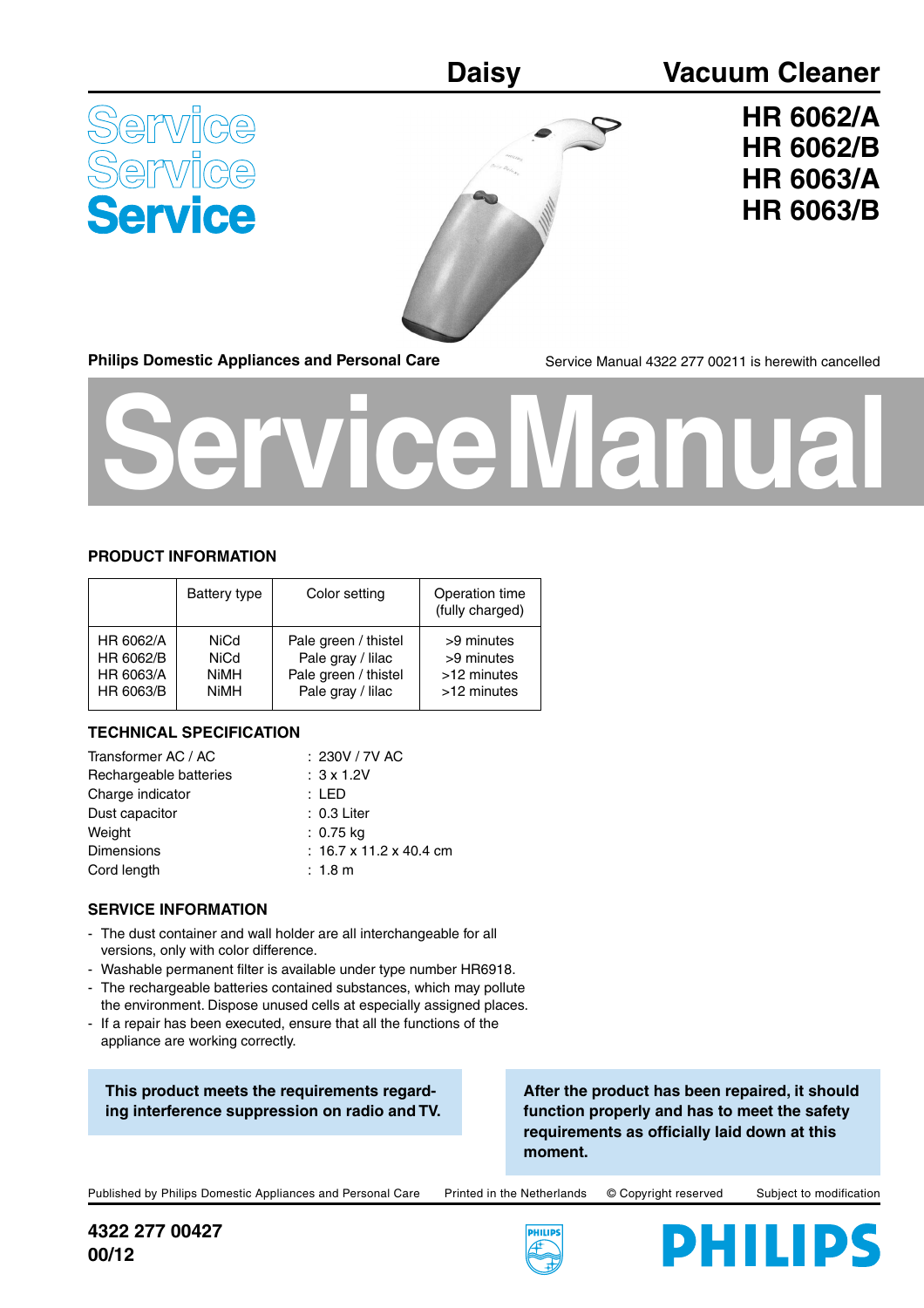# Daisy Vacuum Cleaner

## HR 6062/A
## HR 6062/B
## HR 6063/A
## HR 6063/B

Service
Service
Service

**Philips Domestic Appliances and Personal Care**

Service Manual 4322 277 00211 is herewith cancelled

# Service Manual

## PRODUCT INFORMATION

| | Battery type | Color setting | Operation time (fully charged) |
|---|---|---|---|
| HR 6062/A | NiCd | Pale green / thistel | >9 minutes |
| HR 6062/B | NiCd | Pale gray / lilac | >9 minutes |
| HR 6063/A | NiMH | Pale green / thistel | >12 minutes |
| HR 6063/B | NiMH | Pale gray / lilac | >12 minutes |

## TECHNICAL SPECIFICATION

| | |
|---|---|
| Transformer AC / AC | : 230V / 7V AC |
| Rechargeable batteries | : 3 x 1.2V |
| Charge indicator | : LED |
| Dust capacitor | : 0.3 Liter |
| Weight | : 0.75 kg |
| Dimensions | : 16.7 x 11.2 x 40.4 cm |
| Cord length | : 1.8 m |

## SERVICE INFORMATION

- The dust container and wall holder are all interchangeable for all versions, only with color difference.
- Washable permanent filter is available under type number HR6918.
- The rechargeable batteries contained substances, which may pollute the environment. Dispose unused cells at especially assigned places.
- If a repair has been executed, ensure that all the functions of the appliance are working correctly.

**This product meets the requirements regarding interference suppression on radio and TV.**

**After the product has been repaired, it should function properly and has to meet the safety requirements as officially laid down at this moment.**

Published by Philips Domestic Appliances and Personal Care  Printed in the Netherlands  © Copyright reserved  Subject to modification

**4322 277 00427**
**00/12**

PHILIPS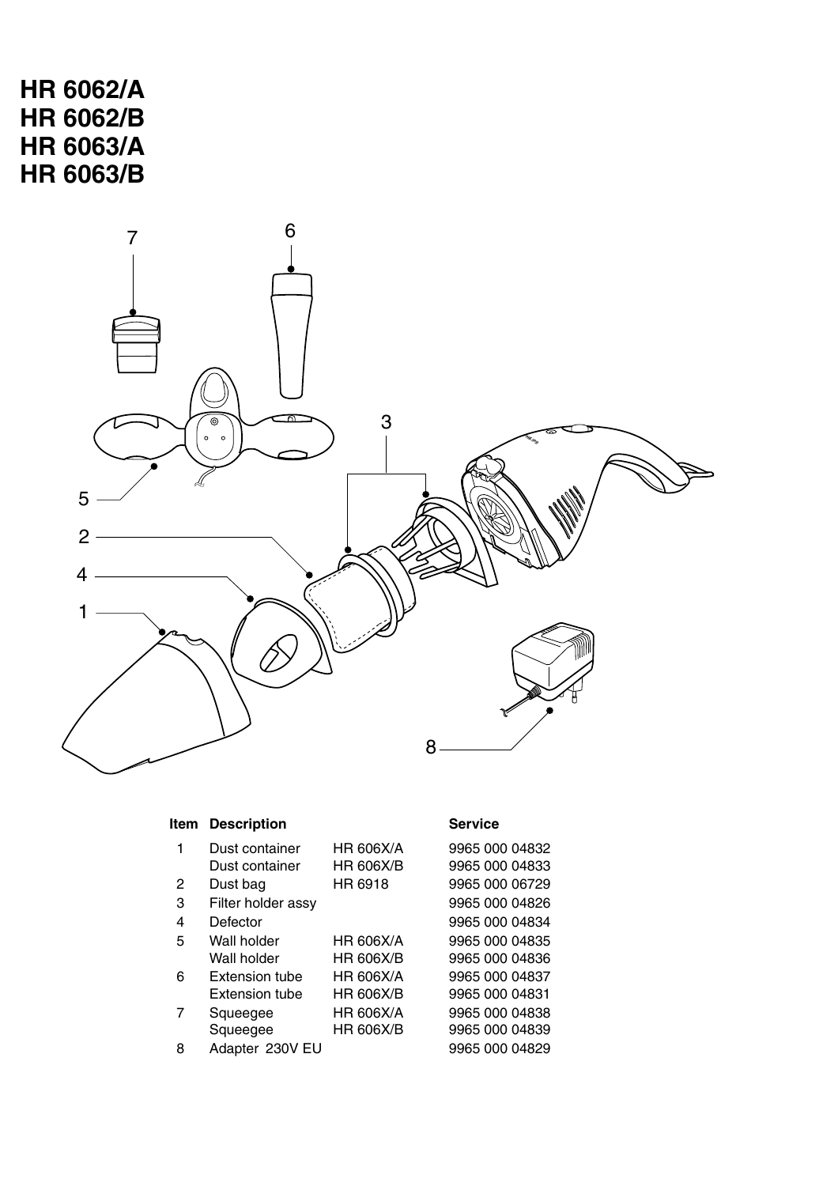# HR 6062/A
# HR 6062/B
# HR 6063/A
# HR 6063/B

| Item | Description | | Service |
|---|---|---|---|
| 1 | Dust container | HR 606X/A | 9965 000 04832 |
| | Dust container | HR 606X/B | 9965 000 04833 |
| 2 | Dust bag | HR 6918 | 9965 000 06729 |
| 3 | Filter holder assy | | 9965 000 04826 |
| 4 | Defector | | 9965 000 04834 |
| 5 | Wall holder | HR 606X/A | 9965 000 04835 |
| | Wall holder | HR 606X/B | 9965 000 04836 |
| 6 | Extension tube | HR 606X/A | 9965 000 04837 |
| | Extension tube | HR 606X/B | 9965 000 04831 |
| 7 | Squeegee | HR 606X/A | 9965 000 04838 |
| | Squeegee | HR 606X/B | 9965 000 04839 |
| 8 | Adapter 230V EU | | 9965 000 04829 |